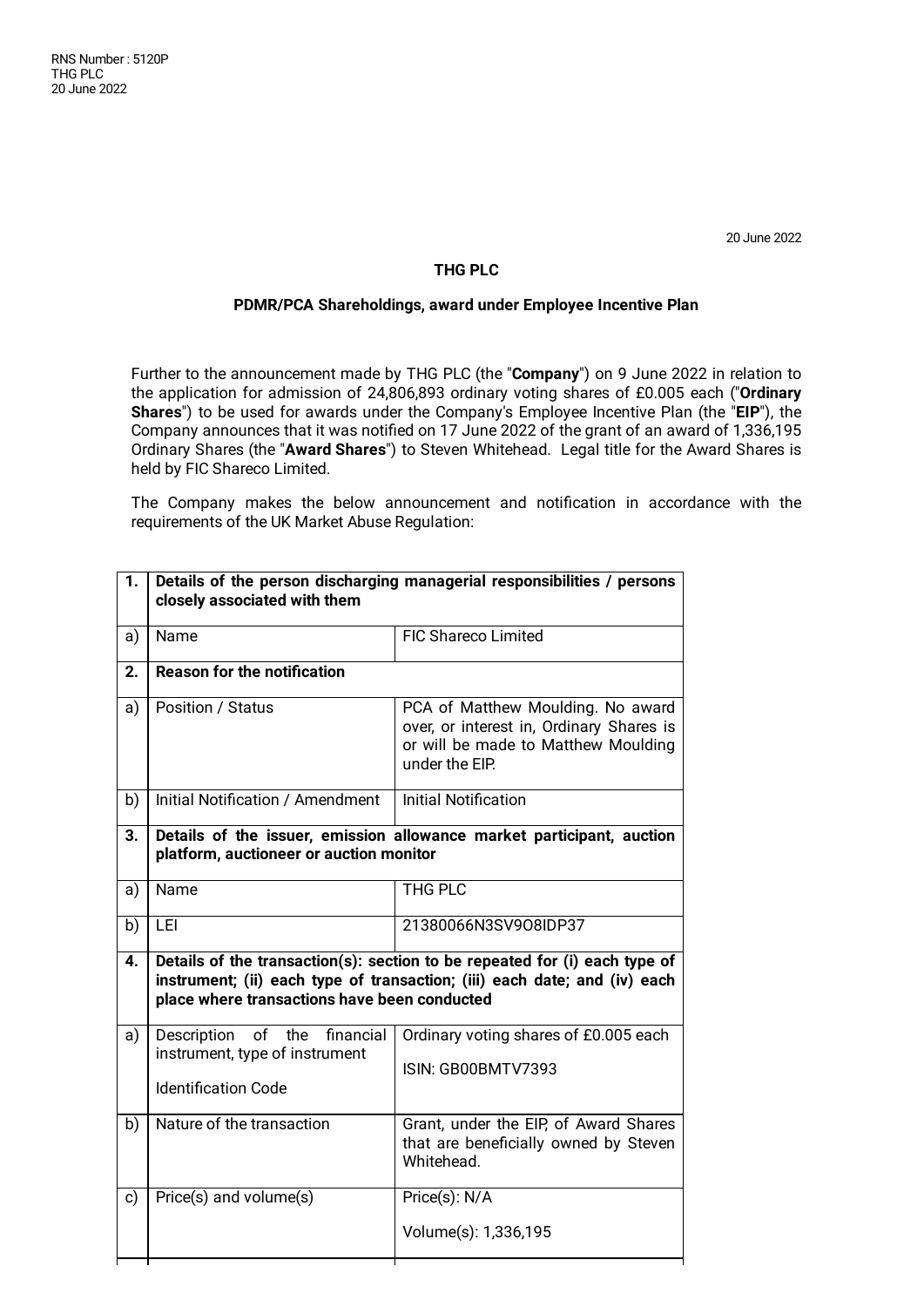RNS Number : 5120P
THG PLC
20 June 2022

20 June 2022

**THG PLC**

**PDMR/PCA Shareholdings, award under Employee Incentive Plan**

Further to the announcement made by THG PLC (the "**Company**") on 9 June 2022 in relation to the application for admission of 24,806,893 ordinary voting shares of £0.005 each ("**Ordinary Shares**") to be used for awards under the Company's Employee Incentive Plan (the "**EIP**"), the Company announces that it was notified on 17 June 2022 of the grant of an award of 1,336,195 Ordinary Shares (the "**Award Shares**") to Steven Whitehead. Legal title for the Award Shares is held by FIC Shareco Limited.

The Company makes the below announcement and notification in accordance with the requirements of the UK Market Abuse Regulation:

| | | |
|---|---|---|
| **1.** | **Details of the person discharging managerial responsibilities / persons closely associated with them** | |
| a) | Name | FIC Shareco Limited |
| **2.** | **Reason for the notification** | |
| a) | Position / Status | PCA of Matthew Moulding. No award over, or interest in, Ordinary Shares is or will be made to Matthew Moulding under the EIP. |
| b) | Initial Notification / Amendment | Initial Notification |
| **3.** | **Details of the issuer, emission allowance market participant, auction platform, auctioneer or auction monitor** | |
| a) | Name | THG PLC |
| b) | LEI | 21380066N3SV9O8IDP37 |
| **4.** | **Details of the transaction(s): section to be repeated for (i) each type of instrument; (ii) each type of transaction; (iii) each date; and (iv) each place where transactions have been conducted** | |
| a) | Description of the financial instrument, type of instrument<br><br>Identification Code | Ordinary voting shares of £0.005 each<br><br>ISIN: GB00BMTV7393 |
| b) | Nature of the transaction | Grant, under the EIP, of Award Shares that are beneficially owned by Steven Whitehead. |
| c) | Price(s) and volume(s) | Price(s): N/A<br><br>Volume(s): 1,336,195 |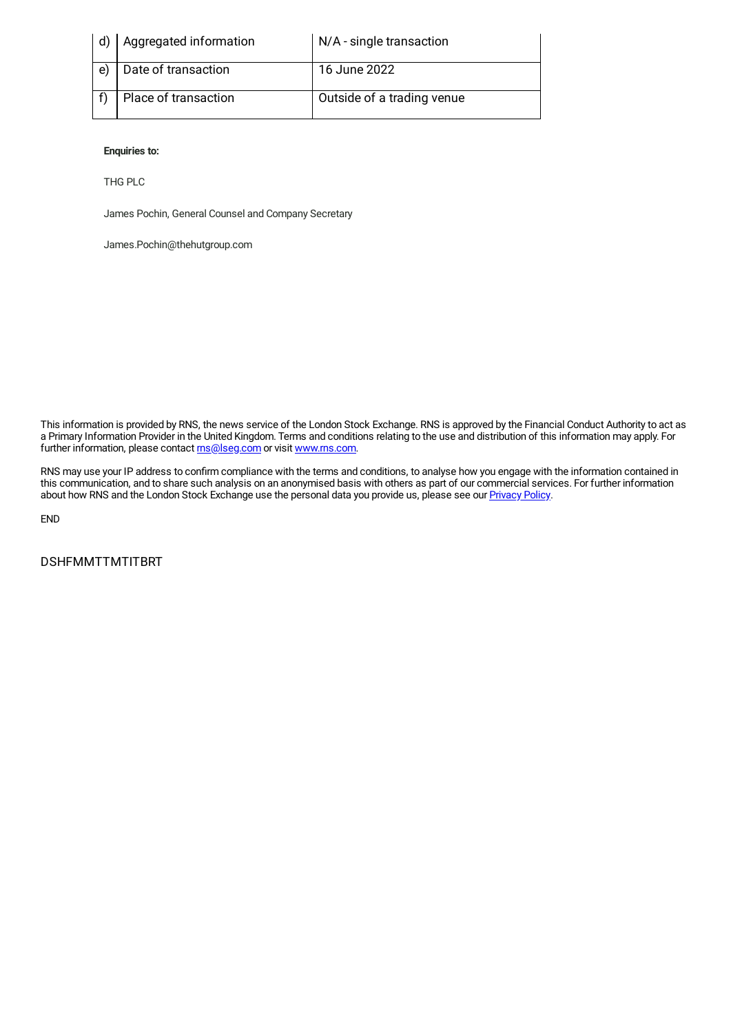| | | |
|---|---|---|
| d) | Aggregated information | N/A - single transaction |
| e) | Date of transaction | 16 June 2022 |
| f) | Place of transaction | Outside of a trading venue |

**Enquiries to:**

THG PLC

James Pochin, General Counsel and Company Secretary

James.Pochin@thehutgroup.com

This information is provided by RNS, the news service of the London Stock Exchange. RNS is approved by the Financial Conduct Authority to act as a Primary Information Provider in the United Kingdom. Terms and conditions relating to the use and distribution of this information may apply. For further information, please contact rns@lseg.com or visit www.rns.com.

RNS may use your IP address to confirm compliance with the terms and conditions, to analyse how you engage with the information contained in this communication, and to share such analysis on an anonymised basis with others as part of our commercial services. For further information about how RNS and the London Stock Exchange use the personal data you provide us, please see our Privacy Policy.

END

DSHFMMTTMTITBRT